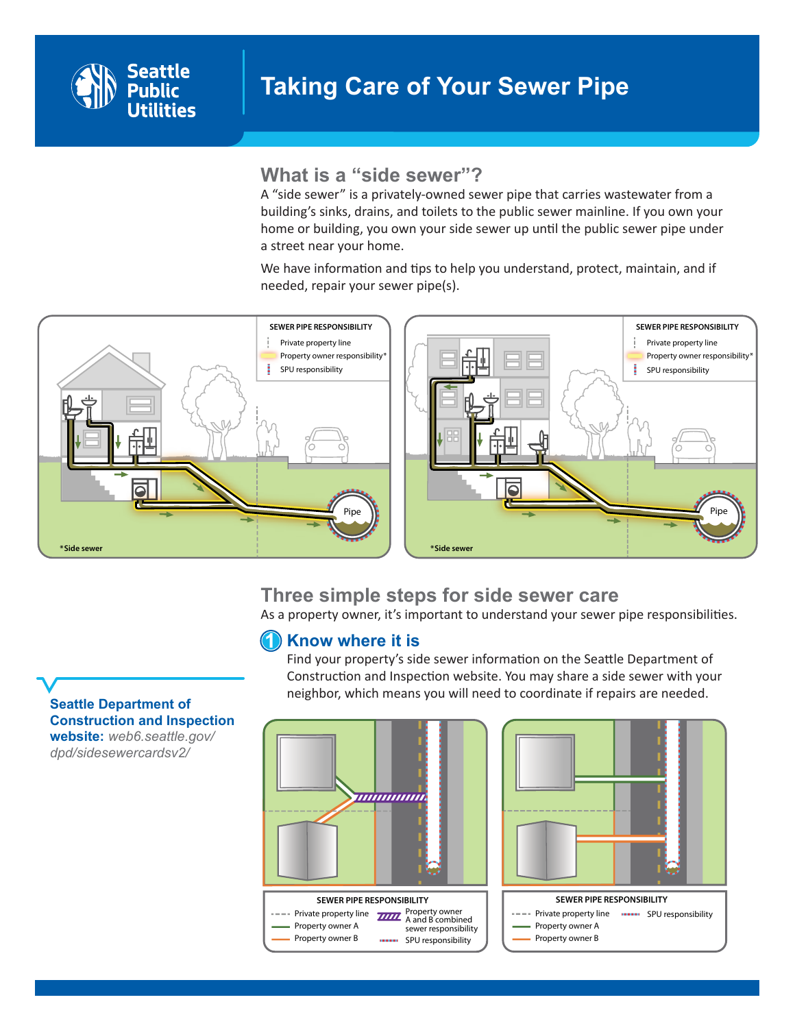Seattle Public Utilities

# Taking Care of Your Sewer Pipe

## What is a "side sewer"?

A "side sewer" is a privately-owned sewer pipe that carries wastewater from a building's sinks, drains, and toilets to the public sewer mainline. If you own your home or building, you own your side sewer up until the public sewer pipe under a street near your home.

We have information and tips to help you understand, protect, maintain, and if needed, repair your sewer pipe(s).

SEWER PIPE RESPONSIBILITY
- Private property line
- Property owner responsibility*
- SPU responsibility

Pipe

*Side sewer

SEWER PIPE RESPONSIBILITY
- Private property line
- Property owner responsibility*
- SPU responsibility

Pipe

*Side sewer

## Three simple steps for side sewer care

As a property owner, it's important to understand your sewer pipe responsibilities.

### 1 Know where it is

Find your property's side sewer information on the Seattle Department of Construction and Inspection website. You may share a side sewer with your neighbor, which means you will need to coordinate if repairs are needed.

**Seattle Department of Construction and Inspection website:** *web6.seattle.gov/dpd/sidesewercardsv2/*

SEWER PIPE RESPONSIBILITY
- Private property line
- Property owner A
- Property owner B
- Property owner A and B combined sewer responsibility
- SPU responsibility

SEWER PIPE RESPONSIBILITY
- Private property line
- Property owner A
- Property owner B
- SPU responsibility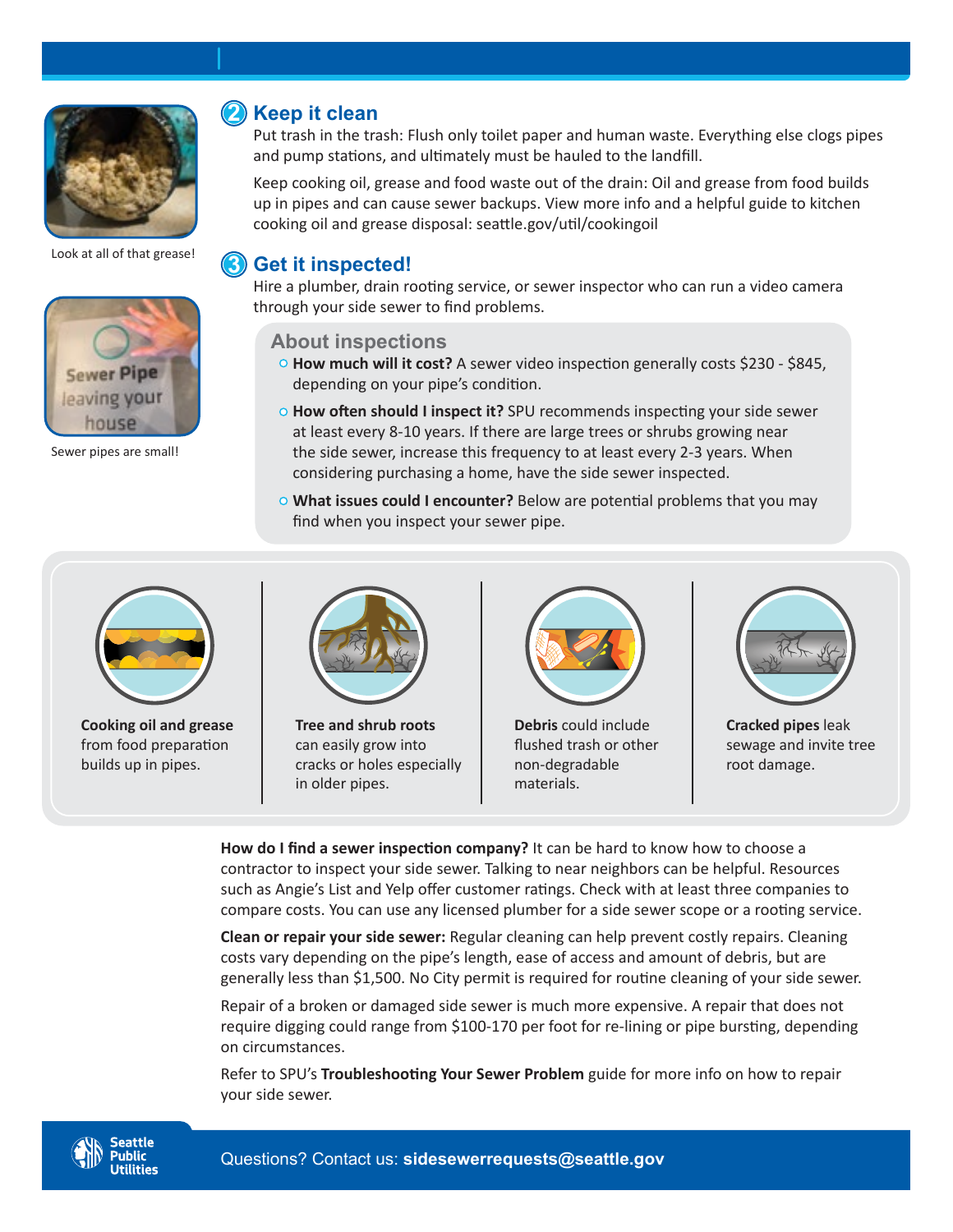Look at all of that grease!

Sewer Pipe leaving your house

Sewer pipes are small!

## 2 Keep it clean

Put trash in the trash: Flush only toilet paper and human waste. Everything else clogs pipes and pump stations, and ultimately must be hauled to the landfill.

Keep cooking oil, grease and food waste out of the drain: Oil and grease from food builds up in pipes and can cause sewer backups. View more info and a helpful guide to kitchen cooking oil and grease disposal: seattle.gov/util/cookingoil

## 3 Get it inspected!

Hire a plumber, drain rooting service, or sewer inspector who can run a video camera through your side sewer to find problems.

### About inspections

- **How much will it cost?** A sewer video inspection generally costs $230 - $845, depending on your pipe's condition.
- **How often should I inspect it?** SPU recommends inspecting your side sewer at least every 8-10 years. If there are large trees or shrubs growing near the side sewer, increase this frequency to at least every 2-3 years. When considering purchasing a home, have the side sewer inspected.
- **What issues could I encounter?** Below are potential problems that you may find when you inspect your sewer pipe.

**Cooking oil and grease** from food preparation builds up in pipes.

**Tree and shrub roots** can easily grow into cracks or holes especially in older pipes.

**Debris** could include flushed trash or other non-degradable materials.

**Cracked pipes** leak sewage and invite tree root damage.

**How do I find a sewer inspection company?** It can be hard to know how to choose a contractor to inspect your side sewer. Talking to near neighbors can be helpful. Resources such as Angie's List and Yelp offer customer ratings. Check with at least three companies to compare costs. You can use any licensed plumber for a side sewer scope or a rooting service.

**Clean or repair your side sewer:** Regular cleaning can help prevent costly repairs. Cleaning costs vary depending on the pipe's length, ease of access and amount of debris, but are generally less than $1,500. No City permit is required for routine cleaning of your side sewer.

Repair of a broken or damaged side sewer is much more expensive. A repair that does not require digging could range from $100-170 per foot for re-lining or pipe bursting, depending on circumstances.

Refer to SPU's **Troubleshooting Your Sewer Problem** guide for more info on how to repair your side sewer.

Seattle Public Utilities

Questions? Contact us: **sidesewerrequests@seattle.gov**